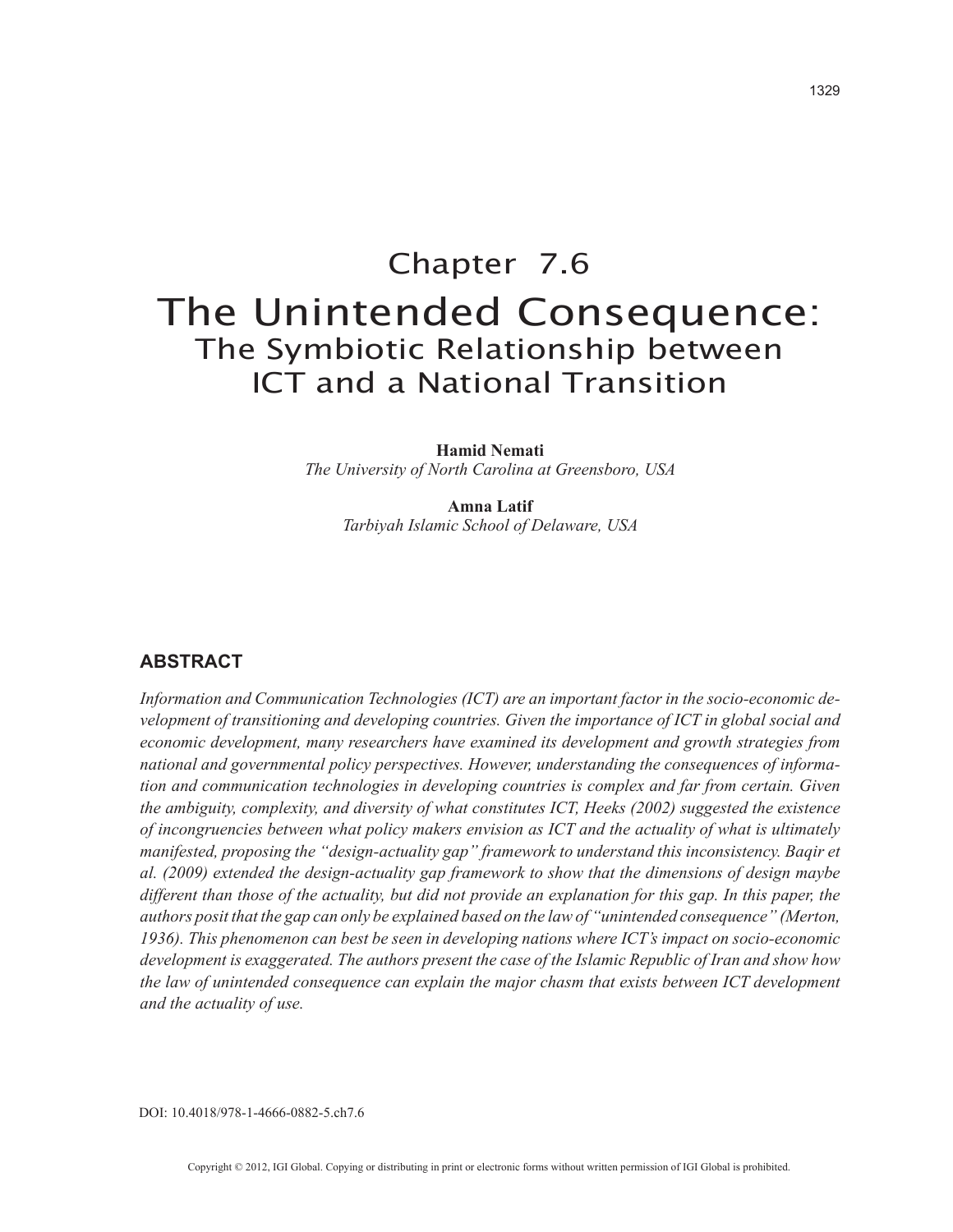# Chapter 7.6
# The Unintended Consequence:
## The Symbiotic Relationship between ICT and a National Transition

**Hamid Nemati**
*The University of North Carolina at Greensboro, USA*

**Amna Latif**
*Tarbiyah Islamic School of Delaware, USA*

### ABSTRACT

*Information and Communication Technologies (ICT) are an important factor in the socio-economic development of transitioning and developing countries. Given the importance of ICT in global social and economic development, many researchers have examined its development and growth strategies from national and governmental policy perspectives. However, understanding the consequences of information and communication technologies in developing countries is complex and far from certain. Given the ambiguity, complexity, and diversity of what constitutes ICT, Heeks (2002) suggested the existence of incongruencies between what policy makers envision as ICT and the actuality of what is ultimately manifested, proposing the "design-actuality gap" framework to understand this inconsistency. Baqir et al. (2009) extended the design-actuality gap framework to show that the dimensions of design maybe different than those of the actuality, but did not provide an explanation for this gap. In this paper, the authors posit that the gap can only be explained based on the law of "unintended consequence" (Merton, 1936). This phenomenon can best be seen in developing nations where ICT's impact on socio-economic development is exaggerated. The authors present the case of the Islamic Republic of Iran and show how the law of unintended consequence can explain the major chasm that exists between ICT development and the actuality of use.*

DOI: 10.4018/978-1-4666-0882-5.ch7.6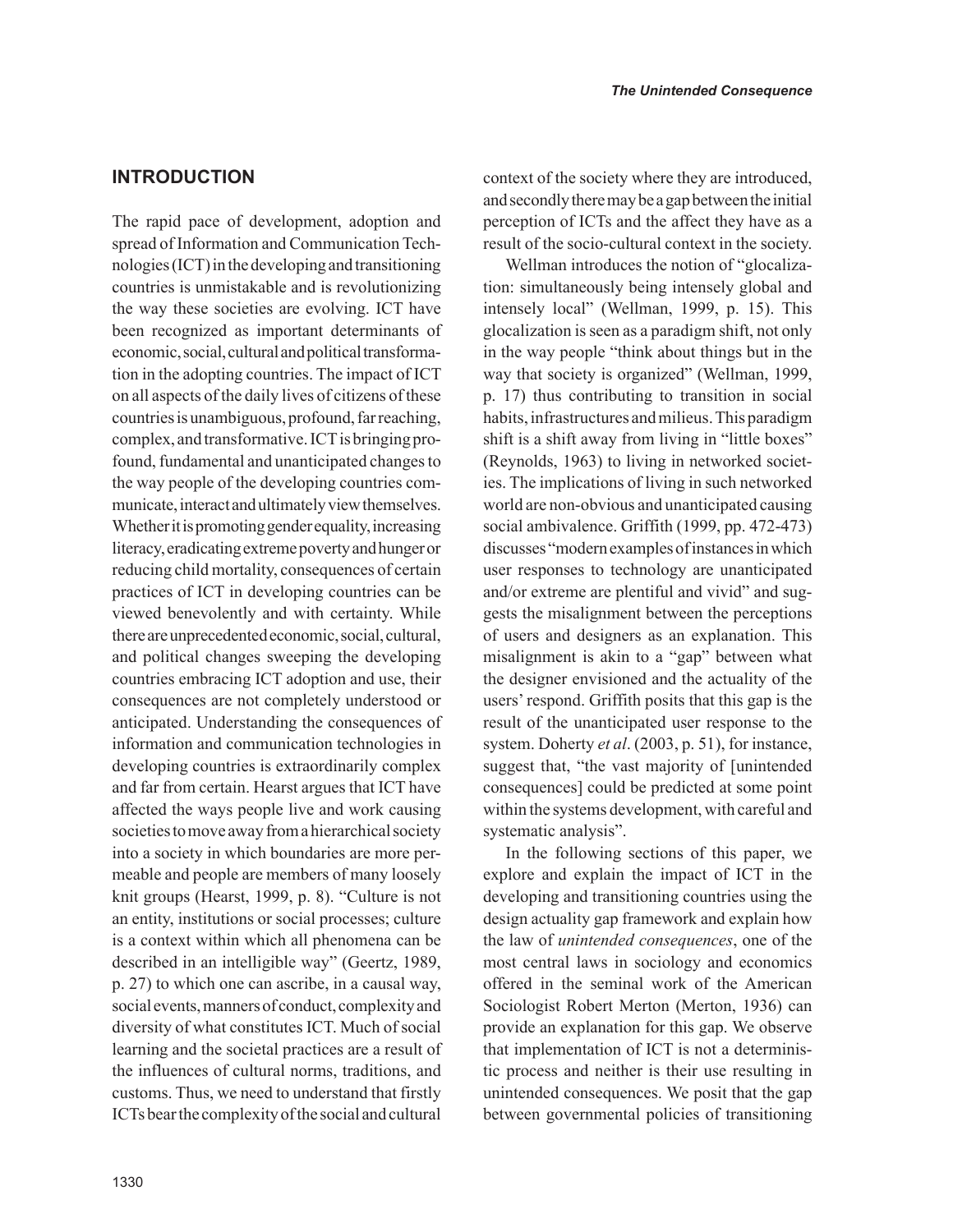## INTRODUCTION

The rapid pace of development, adoption and spread of Information and Communication Technologies (ICT) in the developing and transitioning countries is unmistakable and is revolutionizing the way these societies are evolving. ICT have been recognized as important determinants of economic, social, cultural and political transformation in the adopting countries. The impact of ICT on all aspects of the daily lives of citizens of these countries is unambiguous, profound, far reaching, complex, and transformative. ICT is bringing profound, fundamental and unanticipated changes to the way people of the developing countries communicate, interact and ultimately view themselves. Whether it is promoting gender equality, increasing literacy, eradicating extreme poverty and hunger or reducing child mortality, consequences of certain practices of ICT in developing countries can be viewed benevolently and with certainty. While there are unprecedented economic, social, cultural, and political changes sweeping the developing countries embracing ICT adoption and use, their consequences are not completely understood or anticipated. Understanding the consequences of information and communication technologies in developing countries is extraordinarily complex and far from certain. Hearst argues that ICT have affected the ways people live and work causing societies to move away from a hierarchical society into a society in which boundaries are more permeable and people are members of many loosely knit groups (Hearst, 1999, p. 8). "Culture is not an entity, institutions or social processes; culture is a context within which all phenomena can be described in an intelligible way" (Geertz, 1989, p. 27) to which one can ascribe, in a causal way, social events, manners of conduct, complexity and diversity of what constitutes ICT. Much of social learning and the societal practices are a result of the influences of cultural norms, traditions, and customs. Thus, we need to understand that firstly ICTs bear the complexity of the social and cultural context of the society where they are introduced, and secondly there may be a gap between the initial perception of ICTs and the affect they have as a result of the socio-cultural context in the society.

Wellman introduces the notion of "glocalization: simultaneously being intensely global and intensely local" (Wellman, 1999, p. 15). This glocalization is seen as a paradigm shift, not only in the way people "think about things but in the way that society is organized" (Wellman, 1999, p. 17) thus contributing to transition in social habits, infrastructures and milieus. This paradigm shift is a shift away from living in "little boxes" (Reynolds, 1963) to living in networked societies. The implications of living in such networked world are non-obvious and unanticipated causing social ambivalence. Griffith (1999, pp. 472-473) discusses "modern examples of instances in which user responses to technology are unanticipated and/or extreme are plentiful and vivid" and suggests the misalignment between the perceptions of users and designers as an explanation. This misalignment is akin to a "gap" between what the designer envisioned and the actuality of the users' respond. Griffith posits that this gap is the result of the unanticipated user response to the system. Doherty *et al*. (2003, p. 51), for instance, suggest that, "the vast majority of [unintended consequences] could be predicted at some point within the systems development, with careful and systematic analysis".

In the following sections of this paper, we explore and explain the impact of ICT in the developing and transitioning countries using the design actuality gap framework and explain how the law of *unintended consequences*, one of the most central laws in sociology and economics offered in the seminal work of the American Sociologist Robert Merton (Merton, 1936) can provide an explanation for this gap. We observe that implementation of ICT is not a deterministic process and neither is their use resulting in unintended consequences. We posit that the gap between governmental policies of transitioning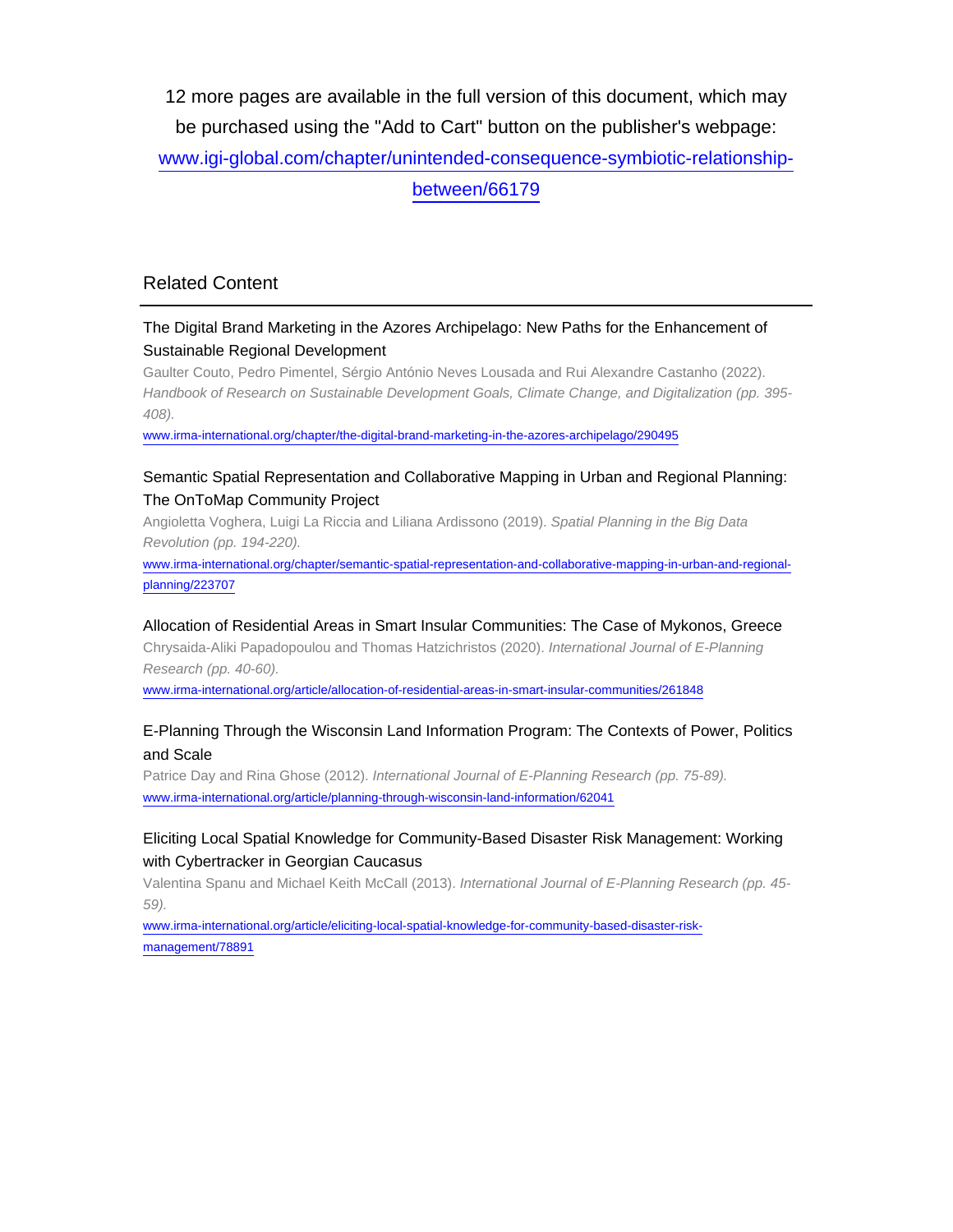12 more pages are available in the full version of this document, which may be purchased using the "Add to Cart" button on the publisher's webpage: www.igi-global.com/chapter/unintended-consequence-symbiotic-relationship-between/66179

## Related Content

The Digital Brand Marketing in the Azores Archipelago: New Paths for the Enhancement of Sustainable Regional Development

Gaulter Couto, Pedro Pimentel, Sérgio António Neves Lousada and Rui Alexandre Castanho (2022). *Handbook of Research on Sustainable Development Goals, Climate Change, and Digitalization (pp. 395-408).*

www.irma-international.org/chapter/the-digital-brand-marketing-in-the-azores-archipelago/290495

Semantic Spatial Representation and Collaborative Mapping in Urban and Regional Planning: The OnToMap Community Project

Angioletta Voghera, Luigi La Riccia and Liliana Ardissono (2019). *Spatial Planning in the Big Data Revolution (pp. 194-220).*

www.irma-international.org/chapter/semantic-spatial-representation-and-collaborative-mapping-in-urban-and-regional-planning/223707

Allocation of Residential Areas in Smart Insular Communities: The Case of Mykonos, Greece

Chrysaida-Aliki Papadopoulou and Thomas Hatzichristos (2020). *International Journal of E-Planning Research (pp. 40-60).*

www.irma-international.org/article/allocation-of-residential-areas-in-smart-insular-communities/261848

E-Planning Through the Wisconsin Land Information Program: The Contexts of Power, Politics and Scale

Patrice Day and Rina Ghose (2012). *International Journal of E-Planning Research (pp. 75-89).*

www.irma-international.org/article/planning-through-wisconsin-land-information/62041

Eliciting Local Spatial Knowledge for Community-Based Disaster Risk Management: Working with Cybertracker in Georgian Caucasus

Valentina Spanu and Michael Keith McCall (2013). *International Journal of E-Planning Research (pp. 45-59).*

www.irma-international.org/article/eliciting-local-spatial-knowledge-for-community-based-disaster-risk-management/78891